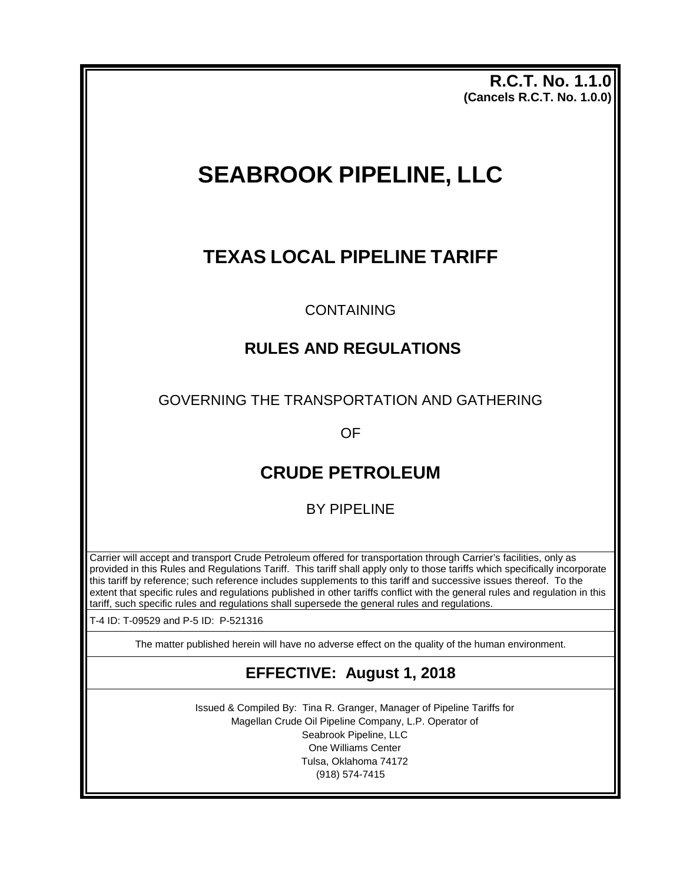**R.C.T. No. 1.1.0**
**(Cancels R.C.T. No. 1.0.0)**

# SEABROOK PIPELINE, LLC

## TEXAS LOCAL PIPELINE TARIFF

CONTAINING

## RULES AND REGULATIONS

GOVERNING THE TRANSPORTATION AND GATHERING

OF

## CRUDE PETROLEUM

BY PIPELINE

Carrier will accept and transport Crude Petroleum offered for transportation through Carrier's facilities, only as provided in this Rules and Regulations Tariff. This tariff shall apply only to those tariffs which specifically incorporate this tariff by reference; such reference includes supplements to this tariff and successive issues thereof. To the extent that specific rules and regulations published in other tariffs conflict with the general rules and regulation in this tariff, such specific rules and regulations shall supersede the general rules and regulations.

T-4 ID: T-09529 and P-5 ID: P-521316

The matter published herein will have no adverse effect on the quality of the human environment.

## EFFECTIVE: August 1, 2018

Issued & Compiled By: Tina R. Granger, Manager of Pipeline Tariffs for
Magellan Crude Oil Pipeline Company, L.P. Operator of
Seabrook Pipeline, LLC
One Williams Center
Tulsa, Oklahoma 74172
(918) 574-7415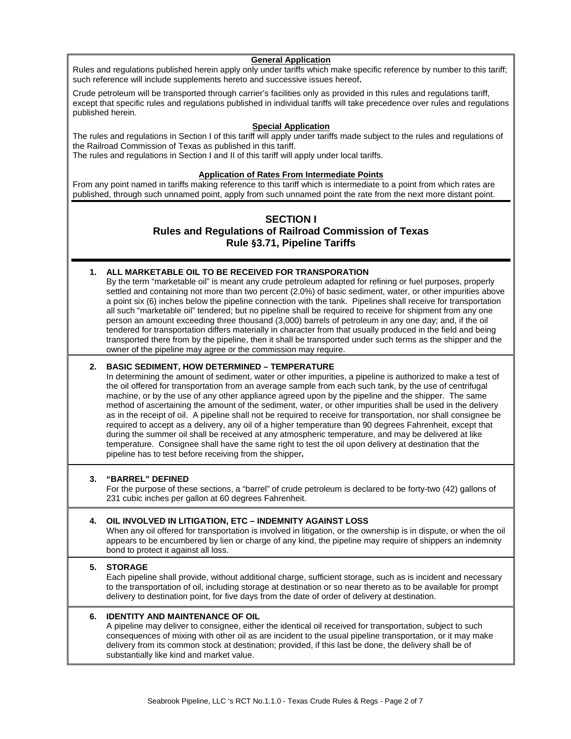**General Application**

Rules and regulations published herein apply only under tariffs which make specific reference by number to this tariff; such reference will include supplements hereto and successive issues hereof**.**

Crude petroleum will be transported through carrier's facilities only as provided in this rules and regulations tariff, except that specific rules and regulations published in individual tariffs will take precedence over rules and regulations published herein.

**Special Application**

The rules and regulations in Section I of this tariff will apply under tariffs made subject to the rules and regulations of the Railroad Commission of Texas as published in this tariff.
The rules and regulations in Section I and II of this tariff will apply under local tariffs.

**Application of Rates From Intermediate Points**

From any point named in tariffs making reference to this tariff which is intermediate to a point from which rates are published, through such unnamed point, apply from such unnamed point the rate from the next more distant point.

## SECTION I
## Rules and Regulations of Railroad Commission of Texas
## Rule §3.71, Pipeline Tariffs

**1. ALL MARKETABLE OIL TO BE RECEIVED FOR TRANSPORATION**

By the term "marketable oil" is meant any crude petroleum adapted for refining or fuel purposes, properly settled and containing not more than two percent (2.0%) of basic sediment, water, or other impurities above a point six (6) inches below the pipeline connection with the tank. Pipelines shall receive for transportation all such "marketable oil" tendered; but no pipeline shall be required to receive for shipment from any one person an amount exceeding three thousand (3,000) barrels of petroleum in any one day; and, if the oil tendered for transportation differs materially in character from that usually produced in the field and being transported there from by the pipeline, then it shall be transported under such terms as the shipper and the owner of the pipeline may agree or the commission may require.

**2. BASIC SEDIMENT, HOW DETERMINED – TEMPERATURE**

In determining the amount of sediment, water or other impurities, a pipeline is authorized to make a test of the oil offered for transportation from an average sample from each such tank, by the use of centrifugal machine, or by the use of any other appliance agreed upon by the pipeline and the shipper. The same method of ascertaining the amount of the sediment, water, or other impurities shall be used in the delivery as in the receipt of oil. A pipeline shall not be required to receive for transportation, nor shall consignee be required to accept as a delivery, any oil of a higher temperature than 90 degrees Fahrenheit, except that during the summer oil shall be received at any atmospheric temperature, and may be delivered at like temperature. Consignee shall have the same right to test the oil upon delivery at destination that the pipeline has to test before receiving from the shipper**.**

**3. "BARREL" DEFINED**

For the purpose of these sections, a "barrel" of crude petroleum is declared to be forty-two (42) gallons of 231 cubic inches per gallon at 60 degrees Fahrenheit.

**4. OIL INVOLVED IN LITIGATION, ETC – INDEMNITY AGAINST LOSS**

When any oil offered for transportation is involved in litigation, or the ownership is in dispute, or when the oil appears to be encumbered by lien or charge of any kind, the pipeline may require of shippers an indemnity bond to protect it against all loss.

**5. STORAGE**

Each pipeline shall provide, without additional charge, sufficient storage, such as is incident and necessary to the transportation of oil, including storage at destination or so near thereto as to be available for prompt delivery to destination point, for five days from the date of order of delivery at destination.

**6. IDENTITY AND MAINTENANCE OF OIL**

A pipeline may deliver to consignee, either the identical oil received for transportation, subject to such consequences of mixing with other oil as are incident to the usual pipeline transportation, or it may make delivery from its common stock at destination; provided, if this last be done, the delivery shall be of substantially like kind and market value.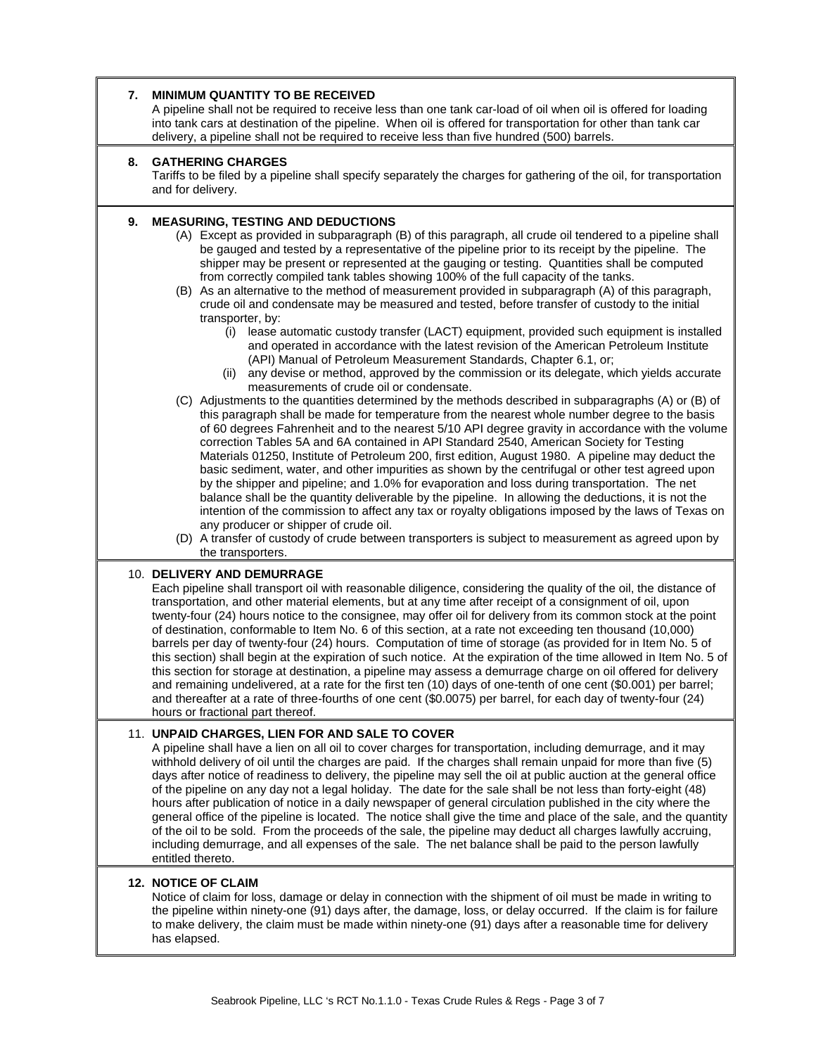## 7. MINIMUM QUANTITY TO BE RECEIVED

A pipeline shall not be required to receive less than one tank car-load of oil when oil is offered for loading into tank cars at destination of the pipeline. When oil is offered for transportation for other than tank car delivery, a pipeline shall not be required to receive less than five hundred (500) barrels.

## 8. GATHERING CHARGES

Tariffs to be filed by a pipeline shall specify separately the charges for gathering of the oil, for transportation and for delivery.

## 9. MEASURING, TESTING AND DEDUCTIONS

(A) Except as provided in subparagraph (B) of this paragraph, all crude oil tendered to a pipeline shall be gauged and tested by a representative of the pipeline prior to its receipt by the pipeline. The shipper may be present or represented at the gauging or testing. Quantities shall be computed from correctly compiled tank tables showing 100% of the full capacity of the tanks.

(B) As an alternative to the method of measurement provided in subparagraph (A) of this paragraph, crude oil and condensate may be measured and tested, before transfer of custody to the initial transporter, by:

- (i) lease automatic custody transfer (LACT) equipment, provided such equipment is installed and operated in accordance with the latest revision of the American Petroleum Institute (API) Manual of Petroleum Measurement Standards, Chapter 6.1, or;
- (ii) any devise or method, approved by the commission or its delegate, which yields accurate measurements of crude oil or condensate.

(C) Adjustments to the quantities determined by the methods described in subparagraphs (A) or (B) of this paragraph shall be made for temperature from the nearest whole number degree to the basis of 60 degrees Fahrenheit and to the nearest 5/10 API degree gravity in accordance with the volume correction Tables 5A and 6A contained in API Standard 2540, American Society for Testing Materials 01250, Institute of Petroleum 200, first edition, August 1980. A pipeline may deduct the basic sediment, water, and other impurities as shown by the centrifugal or other test agreed upon by the shipper and pipeline; and 1.0% for evaporation and loss during transportation. The net balance shall be the quantity deliverable by the pipeline. In allowing the deductions, it is not the intention of the commission to affect any tax or royalty obligations imposed by the laws of Texas on any producer or shipper of crude oil.

(D) A transfer of custody of crude between transporters is subject to measurement as agreed upon by the transporters.

## 10. DELIVERY AND DEMURRAGE

Each pipeline shall transport oil with reasonable diligence, considering the quality of the oil, the distance of transportation, and other material elements, but at any time after receipt of a consignment of oil, upon twenty-four (24) hours notice to the consignee, may offer oil for delivery from its common stock at the point of destination, conformable to Item No. 6 of this section, at a rate not exceeding ten thousand (10,000) barrels per day of twenty-four (24) hours. Computation of time of storage (as provided for in Item No. 5 of this section) shall begin at the expiration of such notice. At the expiration of the time allowed in Item No. 5 of this section for storage at destination, a pipeline may assess a demurrage charge on oil offered for delivery and remaining undelivered, at a rate for the first ten (10) days of one-tenth of one cent ($0.001) per barrel; and thereafter at a rate of three-fourths of one cent ($0.0075) per barrel, for each day of twenty-four (24) hours or fractional part thereof.

## 11. UNPAID CHARGES, LIEN FOR AND SALE TO COVER

A pipeline shall have a lien on all oil to cover charges for transportation, including demurrage, and it may withhold delivery of oil until the charges are paid. If the charges shall remain unpaid for more than five (5) days after notice of readiness to delivery, the pipeline may sell the oil at public auction at the general office of the pipeline on any day not a legal holiday. The date for the sale shall be not less than forty-eight (48) hours after publication of notice in a daily newspaper of general circulation published in the city where the general office of the pipeline is located. The notice shall give the time and place of the sale, and the quantity of the oil to be sold. From the proceeds of the sale, the pipeline may deduct all charges lawfully accruing, including demurrage, and all expenses of the sale. The net balance shall be paid to the person lawfully entitled thereto.

## 12. NOTICE OF CLAIM

Notice of claim for loss, damage or delay in connection with the shipment of oil must be made in writing to the pipeline within ninety-one (91) days after, the damage, loss, or delay occurred. If the claim is for failure to make delivery, the claim must be made within ninety-one (91) days after a reasonable time for delivery has elapsed.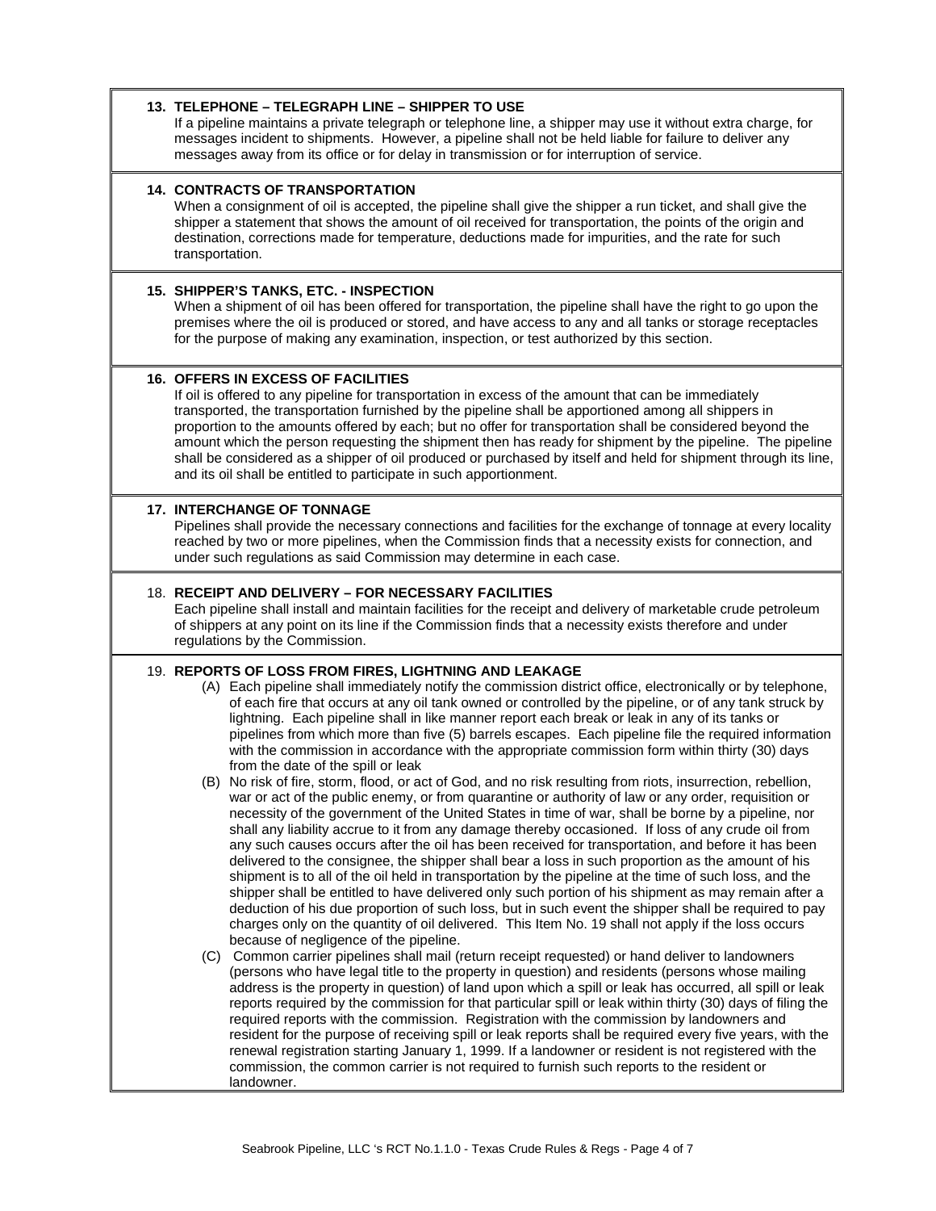### 13. TELEPHONE – TELEGRAPH LINE – SHIPPER TO USE

If a pipeline maintains a private telegraph or telephone line, a shipper may use it without extra charge, for messages incident to shipments. However, a pipeline shall not be held liable for failure to deliver any messages away from its office or for delay in transmission or for interruption of service.

### 14. CONTRACTS OF TRANSPORTATION

When a consignment of oil is accepted, the pipeline shall give the shipper a run ticket, and shall give the shipper a statement that shows the amount of oil received for transportation, the points of the origin and destination, corrections made for temperature, deductions made for impurities, and the rate for such transportation.

### 15. SHIPPER'S TANKS, ETC. - INSPECTION

When a shipment of oil has been offered for transportation, the pipeline shall have the right to go upon the premises where the oil is produced or stored, and have access to any and all tanks or storage receptacles for the purpose of making any examination, inspection, or test authorized by this section.

### 16. OFFERS IN EXCESS OF FACILITIES

If oil is offered to any pipeline for transportation in excess of the amount that can be immediately transported, the transportation furnished by the pipeline shall be apportioned among all shippers in proportion to the amounts offered by each; but no offer for transportation shall be considered beyond the amount which the person requesting the shipment then has ready for shipment by the pipeline. The pipeline shall be considered as a shipper of oil produced or purchased by itself and held for shipment through its line, and its oil shall be entitled to participate in such apportionment.

### 17. INTERCHANGE OF TONNAGE

Pipelines shall provide the necessary connections and facilities for the exchange of tonnage at every locality reached by two or more pipelines, when the Commission finds that a necessity exists for connection, and under such regulations as said Commission may determine in each case.

### 18. RECEIPT AND DELIVERY – FOR NECESSARY FACILITIES

Each pipeline shall install and maintain facilities for the receipt and delivery of marketable crude petroleum of shippers at any point on its line if the Commission finds that a necessity exists therefore and under regulations by the Commission.

### 19. REPORTS OF LOSS FROM FIRES, LIGHTNING AND LEAKAGE

(A) Each pipeline shall immediately notify the commission district office, electronically or by telephone, of each fire that occurs at any oil tank owned or controlled by the pipeline, or of any tank struck by lightning. Each pipeline shall in like manner report each break or leak in any of its tanks or pipelines from which more than five (5) barrels escapes. Each pipeline file the required information with the commission in accordance with the appropriate commission form within thirty (30) days from the date of the spill or leak

(B) No risk of fire, storm, flood, or act of God, and no risk resulting from riots, insurrection, rebellion, war or act of the public enemy, or from quarantine or authority of law or any order, requisition or necessity of the government of the United States in time of war, shall be borne by a pipeline, nor shall any liability accrue to it from any damage thereby occasioned. If loss of any crude oil from any such causes occurs after the oil has been received for transportation, and before it has been delivered to the consignee, the shipper shall bear a loss in such proportion as the amount of his shipment is to all of the oil held in transportation by the pipeline at the time of such loss, and the shipper shall be entitled to have delivered only such portion of his shipment as may remain after a deduction of his due proportion of such loss, but in such event the shipper shall be required to pay charges only on the quantity of oil delivered. This Item No. 19 shall not apply if the loss occurs because of negligence of the pipeline.

(C) Common carrier pipelines shall mail (return receipt requested) or hand deliver to landowners (persons who have legal title to the property in question) and residents (persons whose mailing address is the property in question) of land upon which a spill or leak has occurred, all spill or leak reports required by the commission for that particular spill or leak within thirty (30) days of filing the required reports with the commission. Registration with the commission by landowners and resident for the purpose of receiving spill or leak reports shall be required every five years, with the renewal registration starting January 1, 1999. If a landowner or resident is not registered with the commission, the common carrier is not required to furnish such reports to the resident or landowner.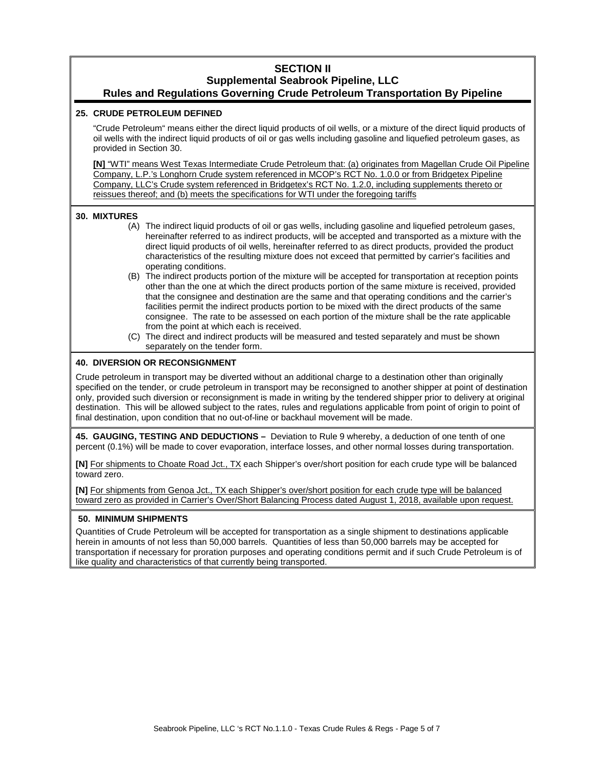## SECTION II
## Supplemental Seabrook Pipeline, LLC
## Rules and Regulations Governing Crude Petroleum Transportation By Pipeline

### 25. CRUDE PETROLEUM DEFINED

"Crude Petroleum" means either the direct liquid products of oil wells, or a mixture of the direct liquid products of oil wells with the indirect liquid products of oil or gas wells including gasoline and liquefied petroleum gases, as provided in Section 30.

**[N]** "WTI" means West Texas Intermediate Crude Petroleum that: (a) originates from Magellan Crude Oil Pipeline Company, L.P.'s Longhorn Crude system referenced in MCOP's RCT No. 1.0.0 or from Bridgetex Pipeline Company, LLC's Crude system referenced in Bridgetex's RCT No. 1.2.0, including supplements thereto or reissues thereof; and (b) meets the specifications for WTI under the foregoing tariffs

### 30. MIXTURES

(A) The indirect liquid products of oil or gas wells, including gasoline and liquefied petroleum gases, hereinafter referred to as indirect products, will be accepted and transported as a mixture with the direct liquid products of oil wells, hereinafter referred to as direct products, provided the product characteristics of the resulting mixture does not exceed that permitted by carrier's facilities and operating conditions.

(B) The indirect products portion of the mixture will be accepted for transportation at reception points other than the one at which the direct products portion of the same mixture is received, provided that the consignee and destination are the same and that operating conditions and the carrier's facilities permit the indirect products portion to be mixed with the direct products of the same consignee. The rate to be assessed on each portion of the mixture shall be the rate applicable from the point at which each is received.

(C) The direct and indirect products will be measured and tested separately and must be shown separately on the tender form.

### 40. DIVERSION OR RECONSIGNMENT

Crude petroleum in transport may be diverted without an additional charge to a destination other than originally specified on the tender, or crude petroleum in transport may be reconsigned to another shipper at point of destination only, provided such diversion or reconsignment is made in writing by the tendered shipper prior to delivery at original destination. This will be allowed subject to the rates, rules and regulations applicable from point of origin to point of final destination, upon condition that no out-of-line or backhaul movement will be made.

**45. GAUGING, TESTING AND DEDUCTIONS –** Deviation to Rule 9 whereby, a deduction of one tenth of one percent (0.1%) will be made to cover evaporation, interface losses, and other normal losses during transportation.

**[N]** For shipments to Choate Road Jct., TX each Shipper's over/short position for each crude type will be balanced toward zero.

**[N]** For shipments from Genoa Jct., TX each Shipper's over/short position for each crude type will be balanced toward zero as provided in Carrier's Over/Short Balancing Process dated August 1, 2018, available upon request.

### 50. MINIMUM SHIPMENTS

Quantities of Crude Petroleum will be accepted for transportation as a single shipment to destinations applicable herein in amounts of not less than 50,000 barrels. Quantities of less than 50,000 barrels may be accepted for transportation if necessary for proration purposes and operating conditions permit and if such Crude Petroleum is of like quality and characteristics of that currently being transported.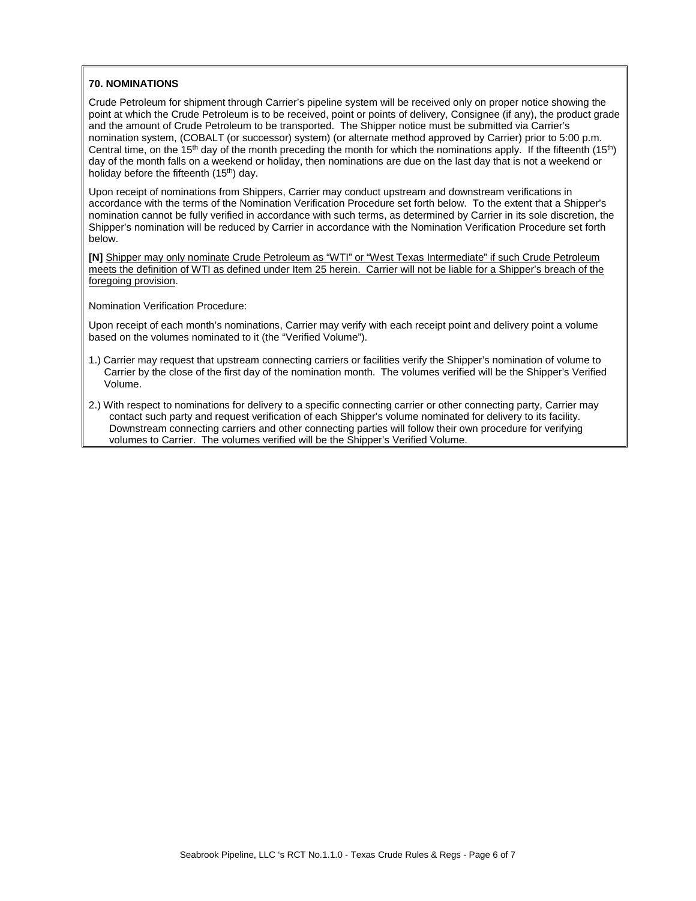**70. NOMINATIONS**

Crude Petroleum for shipment through Carrier's pipeline system will be received only on proper notice showing the point at which the Crude Petroleum is to be received, point or points of delivery, Consignee (if any), the product grade and the amount of Crude Petroleum to be transported. The Shipper notice must be submitted via Carrier's nomination system, (COBALT (or successor) system) (or alternate method approved by Carrier) prior to 5:00 p.m. Central time, on the 15th day of the month preceding the month for which the nominations apply. If the fifteenth (15th) day of the month falls on a weekend or holiday, then nominations are due on the last day that is not a weekend or holiday before the fifteenth (15th) day.

Upon receipt of nominations from Shippers, Carrier may conduct upstream and downstream verifications in accordance with the terms of the Nomination Verification Procedure set forth below. To the extent that a Shipper's nomination cannot be fully verified in accordance with such terms, as determined by Carrier in its sole discretion, the Shipper's nomination will be reduced by Carrier in accordance with the Nomination Verification Procedure set forth below.

**[N]** <u>Shipper may only nominate Crude Petroleum as "WTI" or "West Texas Intermediate" if such Crude Petroleum meets the definition of WTI as defined under Item 25 herein. Carrier will not be liable for a Shipper's breach of the foregoing provision</u>.

Nomination Verification Procedure:

Upon receipt of each month's nominations, Carrier may verify with each receipt point and delivery point a volume based on the volumes nominated to it (the "Verified Volume").

1.) Carrier may request that upstream connecting carriers or facilities verify the Shipper's nomination of volume to Carrier by the close of the first day of the nomination month. The volumes verified will be the Shipper's Verified Volume.

2.) With respect to nominations for delivery to a specific connecting carrier or other connecting party, Carrier may contact such party and request verification of each Shipper's volume nominated for delivery to its facility. Downstream connecting carriers and other connecting parties will follow their own procedure for verifying volumes to Carrier. The volumes verified will be the Shipper's Verified Volume.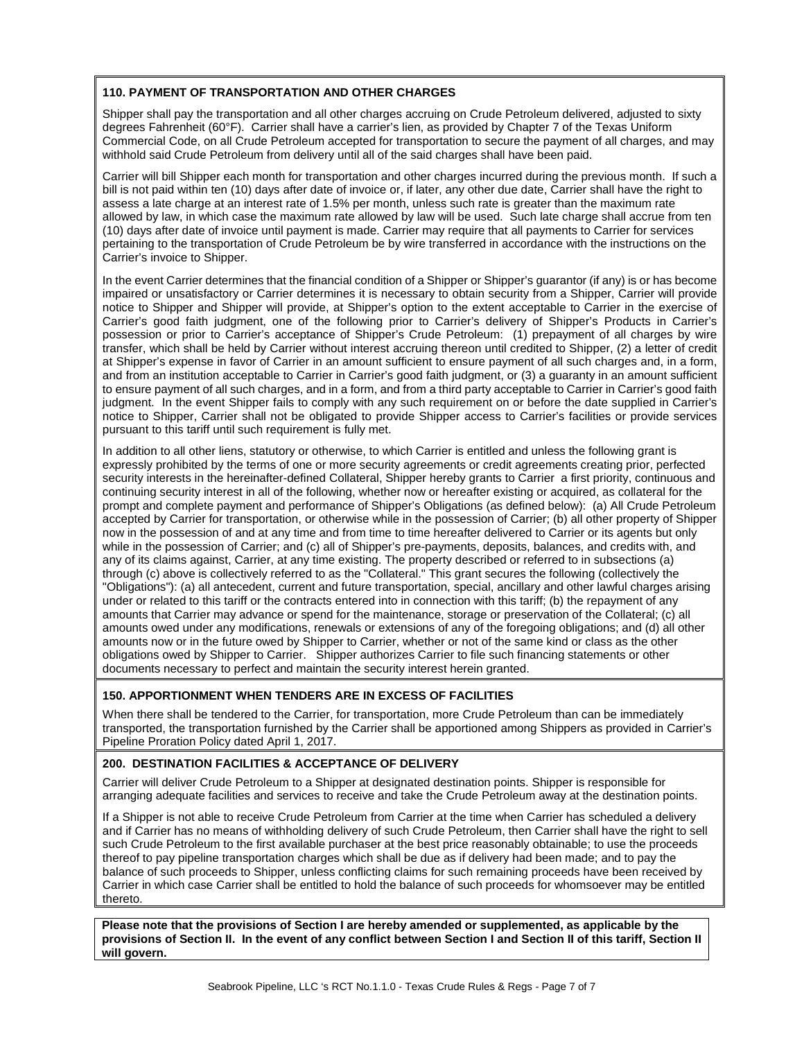### 110. PAYMENT OF TRANSPORTATION AND OTHER CHARGES

Shipper shall pay the transportation and all other charges accruing on Crude Petroleum delivered, adjusted to sixty degrees Fahrenheit (60°F). Carrier shall have a carrier's lien, as provided by Chapter 7 of the Texas Uniform Commercial Code, on all Crude Petroleum accepted for transportation to secure the payment of all charges, and may withhold said Crude Petroleum from delivery until all of the said charges shall have been paid.

Carrier will bill Shipper each month for transportation and other charges incurred during the previous month. If such a bill is not paid within ten (10) days after date of invoice or, if later, any other due date, Carrier shall have the right to assess a late charge at an interest rate of 1.5% per month, unless such rate is greater than the maximum rate allowed by law, in which case the maximum rate allowed by law will be used. Such late charge shall accrue from ten (10) days after date of invoice until payment is made. Carrier may require that all payments to Carrier for services pertaining to the transportation of Crude Petroleum be by wire transferred in accordance with the instructions on the Carrier's invoice to Shipper.

In the event Carrier determines that the financial condition of a Shipper or Shipper's guarantor (if any) is or has become impaired or unsatisfactory or Carrier determines it is necessary to obtain security from a Shipper, Carrier will provide notice to Shipper and Shipper will provide, at Shipper's option to the extent acceptable to Carrier in the exercise of Carrier's good faith judgment, one of the following prior to Carrier's delivery of Shipper's Products in Carrier's possession or prior to Carrier's acceptance of Shipper's Crude Petroleum: (1) prepayment of all charges by wire transfer, which shall be held by Carrier without interest accruing thereon until credited to Shipper, (2) a letter of credit at Shipper's expense in favor of Carrier in an amount sufficient to ensure payment of all such charges and, in a form, and from an institution acceptable to Carrier in Carrier's good faith judgment, or (3) a guaranty in an amount sufficient to ensure payment of all such charges, and in a form, and from a third party acceptable to Carrier in Carrier's good faith judgment. In the event Shipper fails to comply with any such requirement on or before the date supplied in Carrier's notice to Shipper, Carrier shall not be obligated to provide Shipper access to Carrier's facilities or provide services pursuant to this tariff until such requirement is fully met.

In addition to all other liens, statutory or otherwise, to which Carrier is entitled and unless the following grant is expressly prohibited by the terms of one or more security agreements or credit agreements creating prior, perfected security interests in the hereinafter-defined Collateral, Shipper hereby grants to Carrier a first priority, continuous and continuing security interest in all of the following, whether now or hereafter existing or acquired, as collateral for the prompt and complete payment and performance of Shipper's Obligations (as defined below): (a) All Crude Petroleum accepted by Carrier for transportation, or otherwise while in the possession of Carrier; (b) all other property of Shipper now in the possession of and at any time and from time to time hereafter delivered to Carrier or its agents but only while in the possession of Carrier; and (c) all of Shipper's pre-payments, deposits, balances, and credits with, and any of its claims against, Carrier, at any time existing. The property described or referred to in subsections (a) through (c) above is collectively referred to as the "Collateral." This grant secures the following (collectively the "Obligations"): (a) all antecedent, current and future transportation, special, ancillary and other lawful charges arising under or related to this tariff or the contracts entered into in connection with this tariff; (b) the repayment of any amounts that Carrier may advance or spend for the maintenance, storage or preservation of the Collateral; (c) all amounts owed under any modifications, renewals or extensions of any of the foregoing obligations; and (d) all other amounts now or in the future owed by Shipper to Carrier, whether or not of the same kind or class as the other obligations owed by Shipper to Carrier. Shipper authorizes Carrier to file such financing statements or other documents necessary to perfect and maintain the security interest herein granted.

### 150. APPORTIONMENT WHEN TENDERS ARE IN EXCESS OF FACILITIES

When there shall be tendered to the Carrier, for transportation, more Crude Petroleum than can be immediately transported, the transportation furnished by the Carrier shall be apportioned among Shippers as provided in Carrier's Pipeline Proration Policy dated April 1, 2017.

### 200. DESTINATION FACILITIES & ACCEPTANCE OF DELIVERY

Carrier will deliver Crude Petroleum to a Shipper at designated destination points. Shipper is responsible for arranging adequate facilities and services to receive and take the Crude Petroleum away at the destination points.

If a Shipper is not able to receive Crude Petroleum from Carrier at the time when Carrier has scheduled a delivery and if Carrier has no means of withholding delivery of such Crude Petroleum, then Carrier shall have the right to sell such Crude Petroleum to the first available purchaser at the best price reasonably obtainable; to use the proceeds thereof to pay pipeline transportation charges which shall be due as if delivery had been made; and to pay the balance of such proceeds to Shipper, unless conflicting claims for such remaining proceeds have been received by Carrier in which case Carrier shall be entitled to hold the balance of such proceeds for whomsoever may be entitled thereto.

**Please note that the provisions of Section I are hereby amended or supplemented, as applicable by the provisions of Section II. In the event of any conflict between Section I and Section II of this tariff, Section II will govern.**